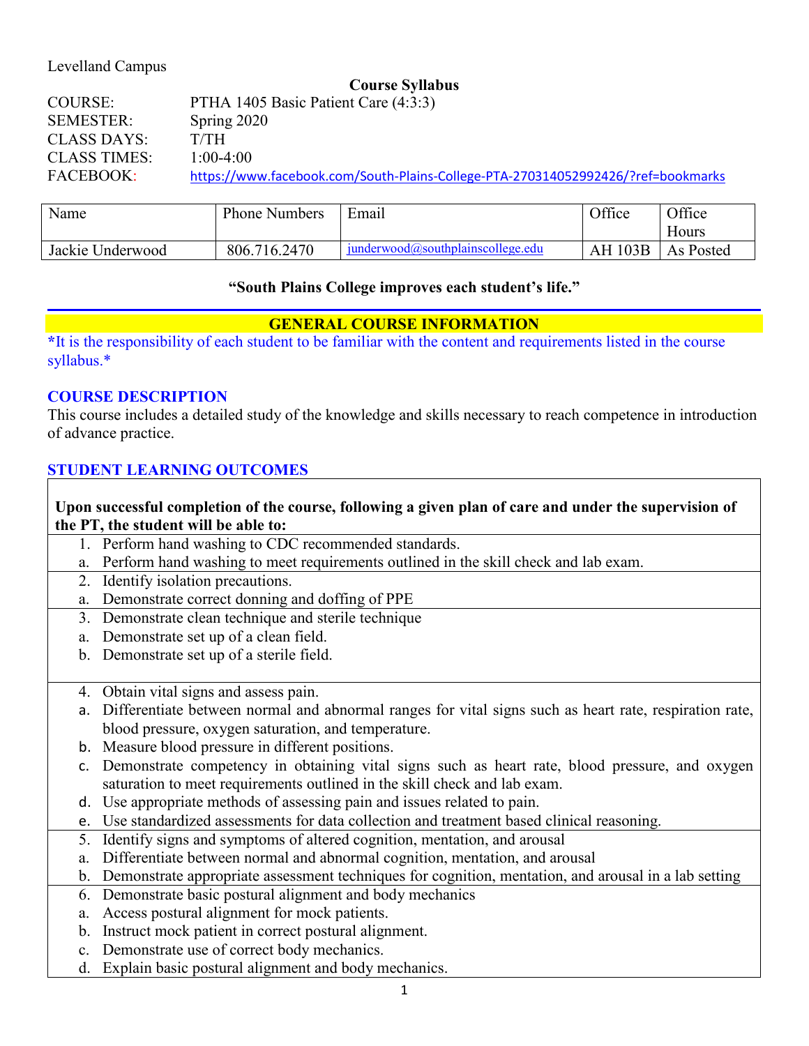Levelland Campus

**Course Syllabus**

COURSE: PTHA 1405 Basic Patient Care (4:3:3)
SEMESTER: Spring 2020
CLASS DAYS: T/TH
CLASS TIMES: 1:00-4:00
FACEBOOK: https://www.facebook.com/South-Plains-College-PTA-270314052992426/?ref=bookmarks

| Name | Phone Numbers | Email | Office | Office Hours |
|---|---|---|---|---|
| Jackie Underwood | 806.716.2470 | junderwood@southplainscollege.edu | AH 103B | As Posted |

**"South Plains College improves each student's life."**

## GENERAL COURSE INFORMATION

**\***It is the responsibility of each student to be familiar with the content and requirements listed in the course syllabus.*

### COURSE DESCRIPTION

This course includes a detailed study of the knowledge and skills necessary to reach competence in introduction of advance practice.

### STUDENT LEARNING OUTCOMES

**Upon successful completion of the course, following a given plan of care and under the supervision of the PT, the student will be able to:**

1. Perform hand washing to CDC recommended standards.
   a. Perform hand washing to meet requirements outlined in the skill check and lab exam.
2. Identify isolation precautions.
   a. Demonstrate correct donning and doffing of PPE
3. Demonstrate clean technique and sterile technique
   a. Demonstrate set up of a clean field.
   b. Demonstrate set up of a sterile field.
4. Obtain vital signs and assess pain.
   a. Differentiate between normal and abnormal ranges for vital signs such as heart rate, respiration rate, blood pressure, oxygen saturation, and temperature.
   b. Measure blood pressure in different positions.
   c. Demonstrate competency in obtaining vital signs such as heart rate, blood pressure, and oxygen saturation to meet requirements outlined in the skill check and lab exam.
   d. Use appropriate methods of assessing pain and issues related to pain.
   e. Use standardized assessments for data collection and treatment based clinical reasoning.
5. Identify signs and symptoms of altered cognition, mentation, and arousal
   a. Differentiate between normal and abnormal cognition, mentation, and arousal
   b. Demonstrate appropriate assessment techniques for cognition, mentation, and arousal in a lab setting
6. Demonstrate basic postural alignment and body mechanics
   a. Access postural alignment for mock patients.
   b. Instruct mock patient in correct postural alignment.
   c. Demonstrate use of correct body mechanics.
   d. Explain basic postural alignment and body mechanics.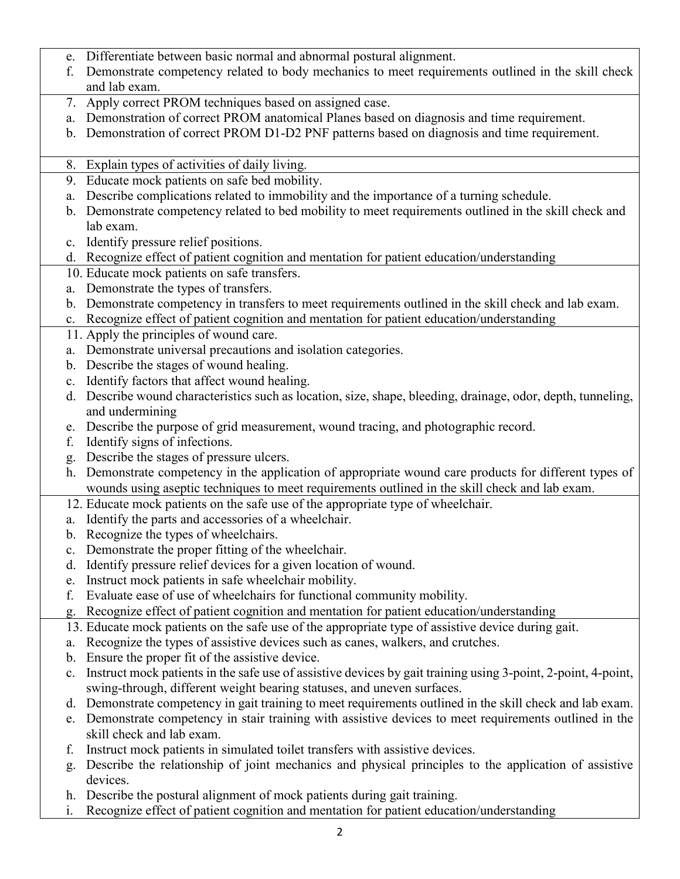| |
|---|
| e. Differentiate between basic normal and abnormal postural alignment.<br>f. Demonstrate competency related to body mechanics to meet requirements outlined in the skill check and lab exam. |
| 7. Apply correct PROM techniques based on assigned case.<br>a. Demonstration of correct PROM anatomical Planes based on diagnosis and time requirement.<br>b. Demonstration of correct PROM D1-D2 PNF patterns based on diagnosis and time requirement. |
| 8. Explain types of activities of daily living. |
| 9. Educate mock patients on safe bed mobility.<br>a. Describe complications related to immobility and the importance of a turning schedule.<br>b. Demonstrate competency related to bed mobility to meet requirements outlined in the skill check and lab exam.<br>c. Identify pressure relief positions.<br>d. Recognize effect of patient cognition and mentation for patient education/understanding |
| 10. Educate mock patients on safe transfers.<br>a. Demonstrate the types of transfers.<br>b. Demonstrate competency in transfers to meet requirements outlined in the skill check and lab exam.<br>c. Recognize effect of patient cognition and mentation for patient education/understanding |
| 11. Apply the principles of wound care.<br>a. Demonstrate universal precautions and isolation categories.<br>b. Describe the stages of wound healing.<br>c. Identify factors that affect wound healing.<br>d. Describe wound characteristics such as location, size, shape, bleeding, drainage, odor, depth, tunneling, and undermining<br>e. Describe the purpose of grid measurement, wound tracing, and photographic record.<br>f. Identify signs of infections.<br>g. Describe the stages of pressure ulcers.<br>h. Demonstrate competency in the application of appropriate wound care products for different types of wounds using aseptic techniques to meet requirements outlined in the skill check and lab exam. |
| 12. Educate mock patients on the safe use of the appropriate type of wheelchair.<br>a. Identify the parts and accessories of a wheelchair.<br>b. Recognize the types of wheelchairs.<br>c. Demonstrate the proper fitting of the wheelchair.<br>d. Identify pressure relief devices for a given location of wound.<br>e. Instruct mock patients in safe wheelchair mobility.<br>f. Evaluate ease of use of wheelchairs for functional community mobility.<br>g. Recognize effect of patient cognition and mentation for patient education/understanding |
| 13. Educate mock patients on the safe use of the appropriate type of assistive device during gait.<br>a. Recognize the types of assistive devices such as canes, walkers, and crutches.<br>b. Ensure the proper fit of the assistive device.<br>c. Instruct mock patients in the safe use of assistive devices by gait training using 3-point, 2-point, 4-point, swing-through, different weight bearing statuses, and uneven surfaces.<br>d. Demonstrate competency in gait training to meet requirements outlined in the skill check and lab exam.<br>e. Demonstrate competency in stair training with assistive devices to meet requirements outlined in the skill check and lab exam.<br>f. Instruct mock patients in simulated toilet transfers with assistive devices.<br>g. Describe the relationship of joint mechanics and physical principles to the application of assistive devices.<br>h. Describe the postural alignment of mock patients during gait training.<br>i. Recognize effect of patient cognition and mentation for patient education/understanding |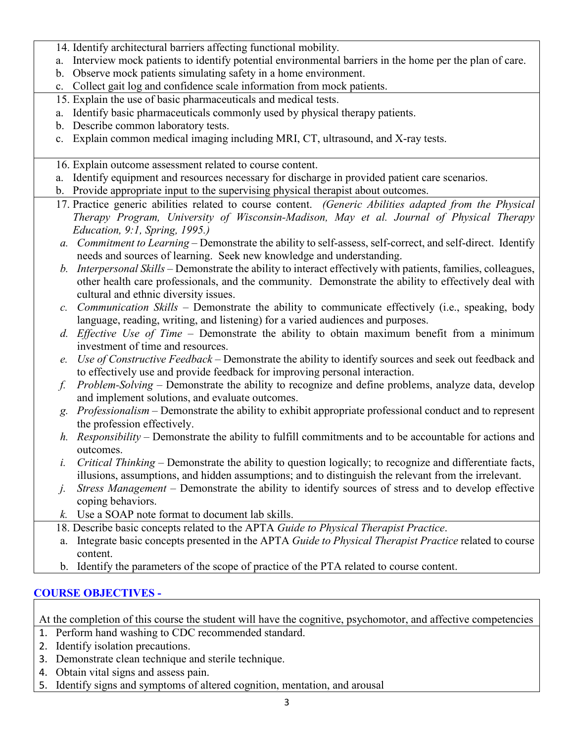14. Identify architectural barriers affecting functional mobility.
    a. Interview mock patients to identify potential environmental barriers in the home per the plan of care.
    b. Observe mock patients simulating safety in a home environment.
    c. Collect gait log and confidence scale information from mock patients.
15. Explain the use of basic pharmaceuticals and medical tests.
    a. Identify basic pharmaceuticals commonly used by physical therapy patients.
    b. Describe common laboratory tests.
    c. Explain common medical imaging including MRI, CT, ultrasound, and X-ray tests.
16. Explain outcome assessment related to course content.
    a. Identify equipment and resources necessary for discharge in provided patient care scenarios.
    b. Provide appropriate input to the supervising physical therapist about outcomes.
17. Practice generic abilities related to course content. *(Generic Abilities adapted from the Physical Therapy Program, University of Wisconsin-Madison, May et al. Journal of Physical Therapy Education, 9:1, Spring, 1995.)*
    a. *Commitment to Learning* – Demonstrate the ability to self-assess, self-correct, and self-direct. Identify needs and sources of learning. Seek new knowledge and understanding.
    b. *Interpersonal Skills* – Demonstrate the ability to interact effectively with patients, families, colleagues, other health care professionals, and the community. Demonstrate the ability to effectively deal with cultural and ethnic diversity issues.
    c. *Communication Skills* – Demonstrate the ability to communicate effectively (i.e., speaking, body language, reading, writing, and listening) for a varied audiences and purposes.
    d. *Effective Use of Time* – Demonstrate the ability to obtain maximum benefit from a minimum investment of time and resources.
    e. *Use of Constructive Feedback* – Demonstrate the ability to identify sources and seek out feedback and to effectively use and provide feedback for improving personal interaction.
    f. *Problem-Solving* – Demonstrate the ability to recognize and define problems, analyze data, develop and implement solutions, and evaluate outcomes.
    g. *Professionalism* – Demonstrate the ability to exhibit appropriate professional conduct and to represent the profession effectively.
    h. *Responsibility* – Demonstrate the ability to fulfill commitments and to be accountable for actions and outcomes.
    i. *Critical Thinking* – Demonstrate the ability to question logically; to recognize and differentiate facts, illusions, assumptions, and hidden assumptions; and to distinguish the relevant from the irrelevant.
    j. *Stress Management* – Demonstrate the ability to identify sources of stress and to develop effective coping behaviors.
    k. Use a SOAP note format to document lab skills.
18. Describe basic concepts related to the APTA *Guide to Physical Therapist Practice*.
    a. Integrate basic concepts presented in the APTA *Guide to Physical Therapist Practice* related to course content.
    b. Identify the parameters of the scope of practice of the PTA related to course content.

## COURSE OBJECTIVES -

At the completion of this course the student will have the cognitive, psychomotor, and affective competencies

1. Perform hand washing to CDC recommended standard.
2. Identify isolation precautions.
3. Demonstrate clean technique and sterile technique.
4. Obtain vital signs and assess pain.
5. Identify signs and symptoms of altered cognition, mentation, and arousal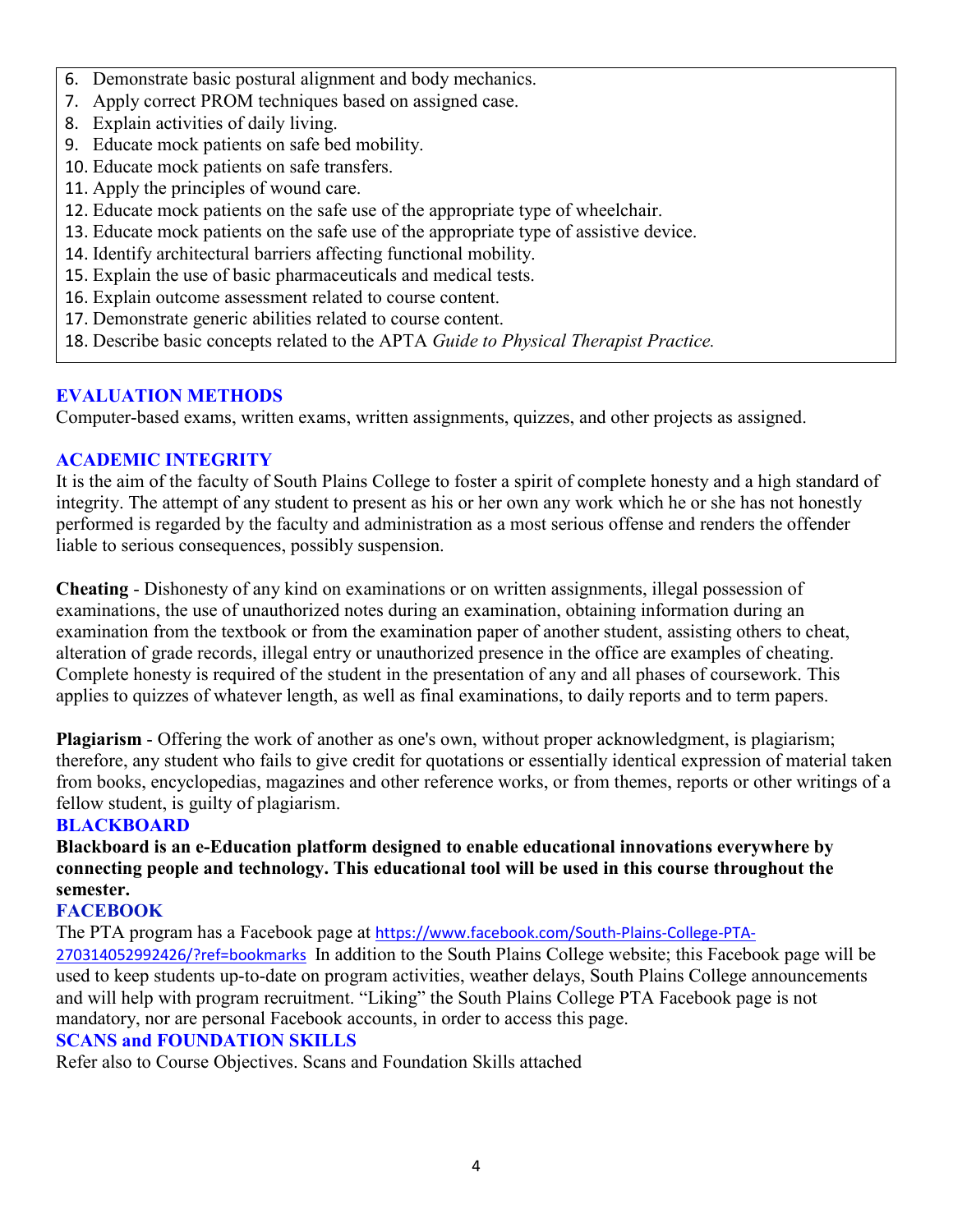6. Demonstrate basic postural alignment and body mechanics.
7. Apply correct PROM techniques based on assigned case.
8. Explain activities of daily living.
9. Educate mock patients on safe bed mobility.
10. Educate mock patients on safe transfers.
11. Apply the principles of wound care.
12. Educate mock patients on the safe use of the appropriate type of wheelchair.
13. Educate mock patients on the safe use of the appropriate type of assistive device.
14. Identify architectural barriers affecting functional mobility.
15. Explain the use of basic pharmaceuticals and medical tests.
16. Explain outcome assessment related to course content.
17. Demonstrate generic abilities related to course content.
18. Describe basic concepts related to the APTA *Guide to Physical Therapist Practice.*

## EVALUATION METHODS

Computer-based exams, written exams, written assignments, quizzes, and other projects as assigned.

## ACADEMIC INTEGRITY

It is the aim of the faculty of South Plains College to foster a spirit of complete honesty and a high standard of integrity. The attempt of any student to present as his or her own any work which he or she has not honestly performed is regarded by the faculty and administration as a most serious offense and renders the offender liable to serious consequences, possibly suspension.

**Cheating** - Dishonesty of any kind on examinations or on written assignments, illegal possession of examinations, the use of unauthorized notes during an examination, obtaining information during an examination from the textbook or from the examination paper of another student, assisting others to cheat, alteration of grade records, illegal entry or unauthorized presence in the office are examples of cheating. Complete honesty is required of the student in the presentation of any and all phases of coursework. This applies to quizzes of whatever length, as well as final examinations, to daily reports and to term papers.

**Plagiarism** - Offering the work of another as one's own, without proper acknowledgment, is plagiarism; therefore, any student who fails to give credit for quotations or essentially identical expression of material taken from books, encyclopedias, magazines and other reference works, or from themes, reports or other writings of a fellow student, is guilty of plagiarism.

## BLACKBOARD

**Blackboard is an e-Education platform designed to enable educational innovations everywhere by connecting people and technology. This educational tool will be used in this course throughout the semester.**

## FACEBOOK

The PTA program has a Facebook page at https://www.facebook.com/South-Plains-College-PTA-270314052992426/?ref=bookmarks In addition to the South Plains College website; this Facebook page will be used to keep students up-to-date on program activities, weather delays, South Plains College announcements and will help with program recruitment. "Liking" the South Plains College PTA Facebook page is not mandatory, nor are personal Facebook accounts, in order to access this page.

## SCANS and FOUNDATION SKILLS

Refer also to Course Objectives. Scans and Foundation Skills attached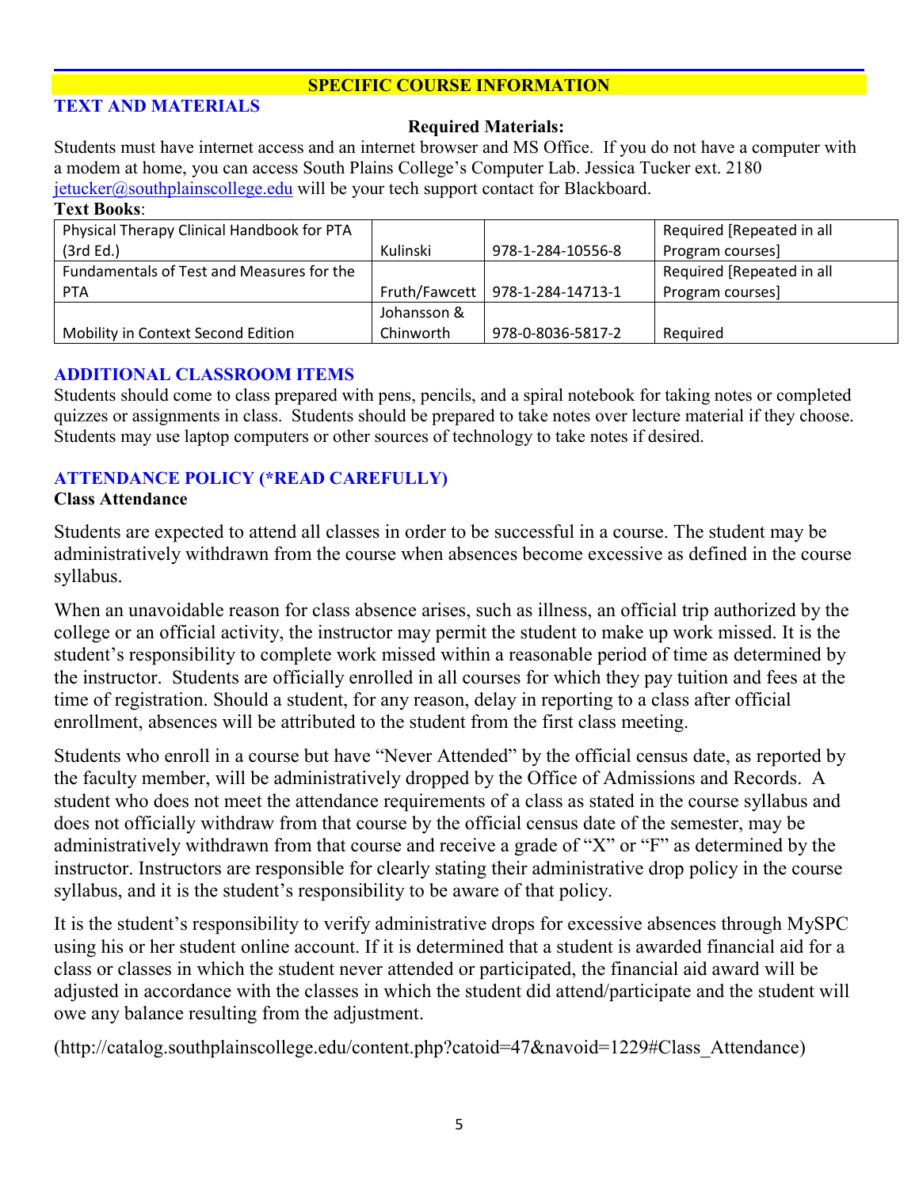## SPECIFIC COURSE INFORMATION

### TEXT AND MATERIALS

**Required Materials:**

Students must have internet access and an internet browser and MS Office. If you do not have a computer with a modem at home, you can access South Plains College's Computer Lab. Jessica Tucker ext. 2180 jetucker@southplainscollege.edu will be your tech support contact for Blackboard.

**Text Books**:

| | | | |
|---|---|---|---|
| Physical Therapy Clinical Handbook for PTA (3rd Ed.) | Kulinski | 978-1-284-10556-8 | Required [Repeated in all Program courses] |
| Fundamentals of Test and Measures for the PTA | Fruth/Fawcett | 978-1-284-14713-1 | Required [Repeated in all Program courses] |
| Mobility in Context Second Edition | Johansson & Chinworth | 978-0-8036-5817-2 | Required |

### ADDITIONAL CLASSROOM ITEMS

Students should come to class prepared with pens, pencils, and a spiral notebook for taking notes or completed quizzes or assignments in class. Students should be prepared to take notes over lecture material if they choose. Students may use laptop computers or other sources of technology to take notes if desired.

### ATTENDANCE POLICY (*READ CAREFULLY)

**Class Attendance**

Students are expected to attend all classes in order to be successful in a course. The student may be administratively withdrawn from the course when absences become excessive as defined in the course syllabus.

When an unavoidable reason for class absence arises, such as illness, an official trip authorized by the college or an official activity, the instructor may permit the student to make up work missed. It is the student's responsibility to complete work missed within a reasonable period of time as determined by the instructor. Students are officially enrolled in all courses for which they pay tuition and fees at the time of registration. Should a student, for any reason, delay in reporting to a class after official enrollment, absences will be attributed to the student from the first class meeting.

Students who enroll in a course but have "Never Attended" by the official census date, as reported by the faculty member, will be administratively dropped by the Office of Admissions and Records. A student who does not meet the attendance requirements of a class as stated in the course syllabus and does not officially withdraw from that course by the official census date of the semester, may be administratively withdrawn from that course and receive a grade of "X" or "F" as determined by the instructor. Instructors are responsible for clearly stating their administrative drop policy in the course syllabus, and it is the student's responsibility to be aware of that policy.

It is the student's responsibility to verify administrative drops for excessive absences through MySPC using his or her student online account. If it is determined that a student is awarded financial aid for a class or classes in which the student never attended or participated, the financial aid award will be adjusted in accordance with the classes in which the student did attend/participate and the student will owe any balance resulting from the adjustment.

(http://catalog.southplainscollege.edu/content.php?catoid=47&navoid=1229#Class_Attendance)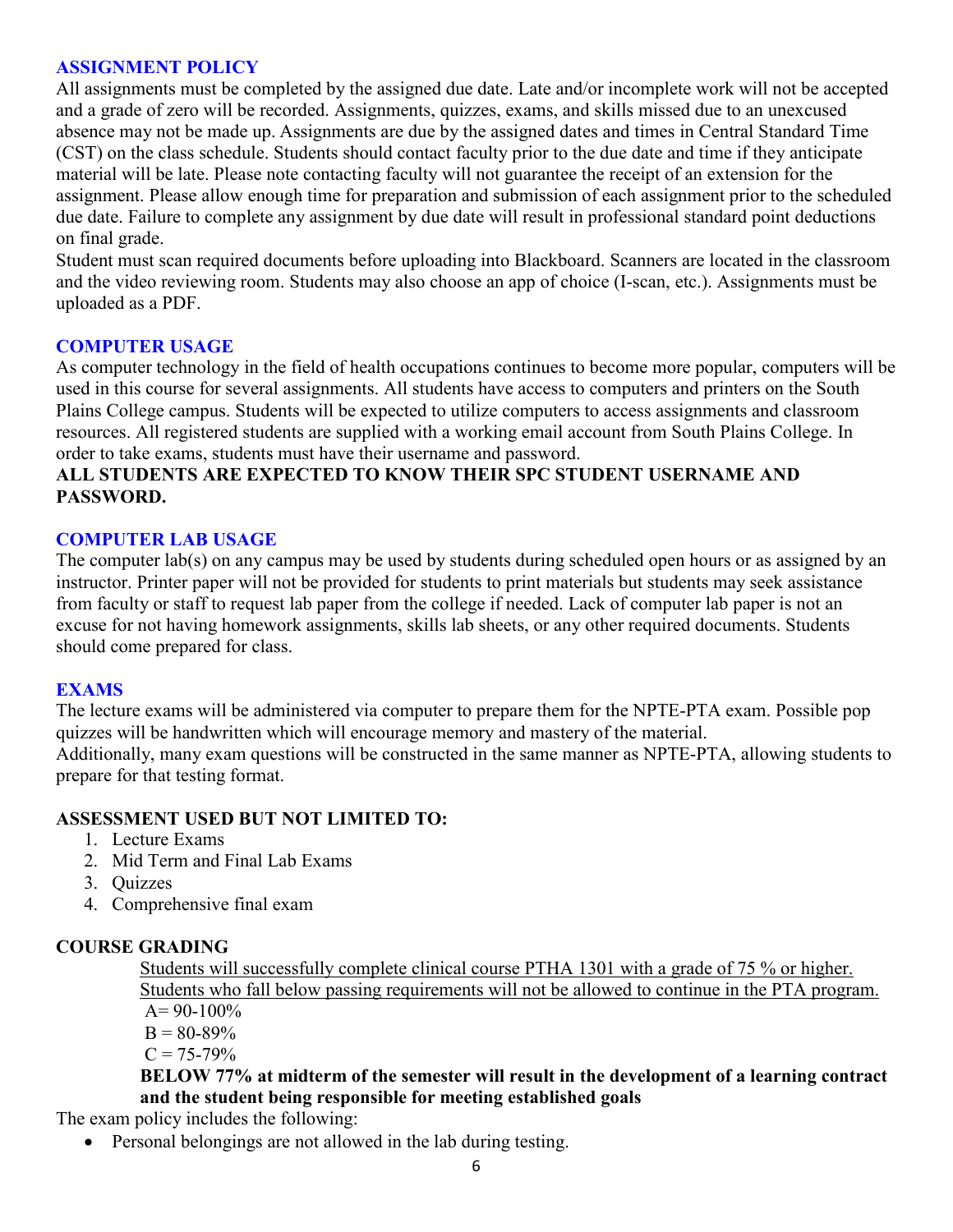## ASSIGNMENT POLICY

All assignments must be completed by the assigned due date. Late and/or incomplete work will not be accepted and a grade of zero will be recorded. Assignments, quizzes, exams, and skills missed due to an unexcused absence may not be made up. Assignments are due by the assigned dates and times in Central Standard Time (CST) on the class schedule. Students should contact faculty prior to the due date and time if they anticipate material will be late. Please note contacting faculty will not guarantee the receipt of an extension for the assignment. Please allow enough time for preparation and submission of each assignment prior to the scheduled due date. Failure to complete any assignment by due date will result in professional standard point deductions on final grade.

Student must scan required documents before uploading into Blackboard. Scanners are located in the classroom and the video reviewing room. Students may also choose an app of choice (I-scan, etc.). Assignments must be uploaded as a PDF.

## COMPUTER USAGE

As computer technology in the field of health occupations continues to become more popular, computers will be used in this course for several assignments. All students have access to computers and printers on the South Plains College campus. Students will be expected to utilize computers to access assignments and classroom resources. All registered students are supplied with a working email account from South Plains College. In order to take exams, students must have their username and password.

**ALL STUDENTS ARE EXPECTED TO KNOW THEIR SPC STUDENT USERNAME AND PASSWORD.**

## COMPUTER LAB USAGE

The computer lab(s) on any campus may be used by students during scheduled open hours or as assigned by an instructor. Printer paper will not be provided for students to print materials but students may seek assistance from faculty or staff to request lab paper from the college if needed. Lack of computer lab paper is not an excuse for not having homework assignments, skills lab sheets, or any other required documents. Students should come prepared for class.

## EXAMS

The lecture exams will be administered via computer to prepare them for the NPTE-PTA exam. Possible pop quizzes will be handwritten which will encourage memory and mastery of the material.

Additionally, many exam questions will be constructed in the same manner as NPTE-PTA, allowing students to prepare for that testing format.

**ASSESSMENT USED BUT NOT LIMITED TO:**

1. Lecture Exams
2. Mid Term and Final Lab Exams
3. Quizzes
4. Comprehensive final exam

**COURSE GRADING**

<u>Students will successfully complete clinical course PTHA 1301 with a grade of 75 % or higher. Students who fall below passing requirements will not be allowed to continue in the PTA program.</u>

A= 90-100%
B = 80-89%
C = 75-79%

**BELOW 77% at midterm of the semester will result in the development of a learning contract and the student being responsible for meeting established goals**

The exam policy includes the following:

- Personal belongings are not allowed in the lab during testing.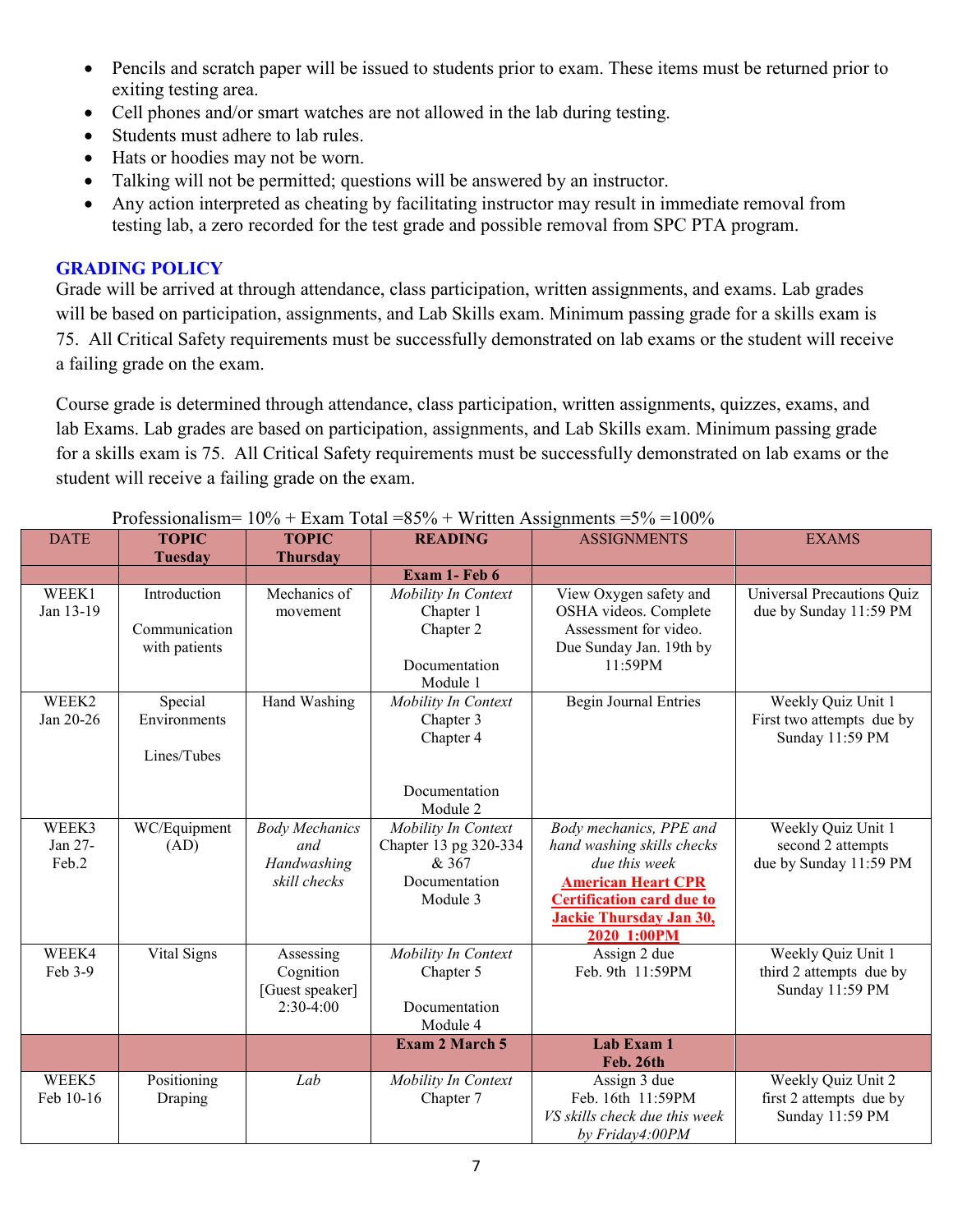- Pencils and scratch paper will be issued to students prior to exam. These items must be returned prior to exiting testing area.
- Cell phones and/or smart watches are not allowed in the lab during testing.
- Students must adhere to lab rules.
- Hats or hoodies may not be worn.
- Talking will not be permitted; questions will be answered by an instructor.
- Any action interpreted as cheating by facilitating instructor may result in immediate removal from testing lab, a zero recorded for the test grade and possible removal from SPC PTA program.

## GRADING POLICY

Grade will be arrived at through attendance, class participation, written assignments, and exams. Lab grades will be based on participation, assignments, and Lab Skills exam. Minimum passing grade for a skills exam is 75. All Critical Safety requirements must be successfully demonstrated on lab exams or the student will receive a failing grade on the exam.

Course grade is determined through attendance, class participation, written assignments, quizzes, exams, and lab Exams. Lab grades are based on participation, assignments, and Lab Skills exam. Minimum passing grade for a skills exam is 75. All Critical Safety requirements must be successfully demonstrated on lab exams or the student will receive a failing grade on the exam.

Professionalism= 10% + Exam Total =85% + Written Assignments =5% =100%

| DATE | TOPIC Tuesday | TOPIC Thursday | READING | ASSIGNMENTS | EXAMS |
|---|---|---|---|---|---|
| | | | **Exam 1- Feb 6** | | |
| WEEK1 Jan 13-19 | Introduction<br><br>Communication with patients | Mechanics of movement | *Mobility In Context* Chapter 1 Chapter 2<br><br>Documentation Module 1 | View Oxygen safety and OSHA videos. Complete Assessment for video. Due Sunday Jan. 19th by 11:59PM | Universal Precautions Quiz due by Sunday 11:59 PM |
| WEEK2 Jan 20-26 | Special Environments<br><br>Lines/Tubes | Hand Washing | *Mobility In Context* Chapter 3 Chapter 4<br><br>Documentation Module 2 | Begin Journal Entries | Weekly Quiz Unit 1 First two attempts due by Sunday 11:59 PM |
| WEEK3 Jan 27-Feb.2 | WC/Equipment (AD) | *Body Mechanics and Handwashing skill checks* | *Mobility In Context* Chapter 13 pg 320-334 & 367 Documentation Module 3 | *Body mechanics, PPE and hand washing skills checks due this week*<br>**American Heart CPR Certification card due to Jackie Thursday Jan 30, 2020 1:00PM** | Weekly Quiz Unit 1 second 2 attempts due by Sunday 11:59 PM |
| WEEK4 Feb 3-9 | Vital Signs | Assessing Cognition [Guest speaker] 2:30-4:00 | *Mobility In Context* Chapter 5<br><br>Documentation Module 4 | Assign 2 due Feb. 9th 11:59PM | Weekly Quiz Unit 1 third 2 attempts due by Sunday 11:59 PM |
| | | | **Exam 2 March 5** | **Lab Exam 1 Feb. 26th** | |
| WEEK5 Feb 10-16 | Positioning Draping | *Lab* | *Mobility In Context* Chapter 7 | Assign 3 due Feb. 16th 11:59PM<br>*VS skills check due this week by Friday4:00PM* | Weekly Quiz Unit 2 first 2 attempts due by Sunday 11:59 PM |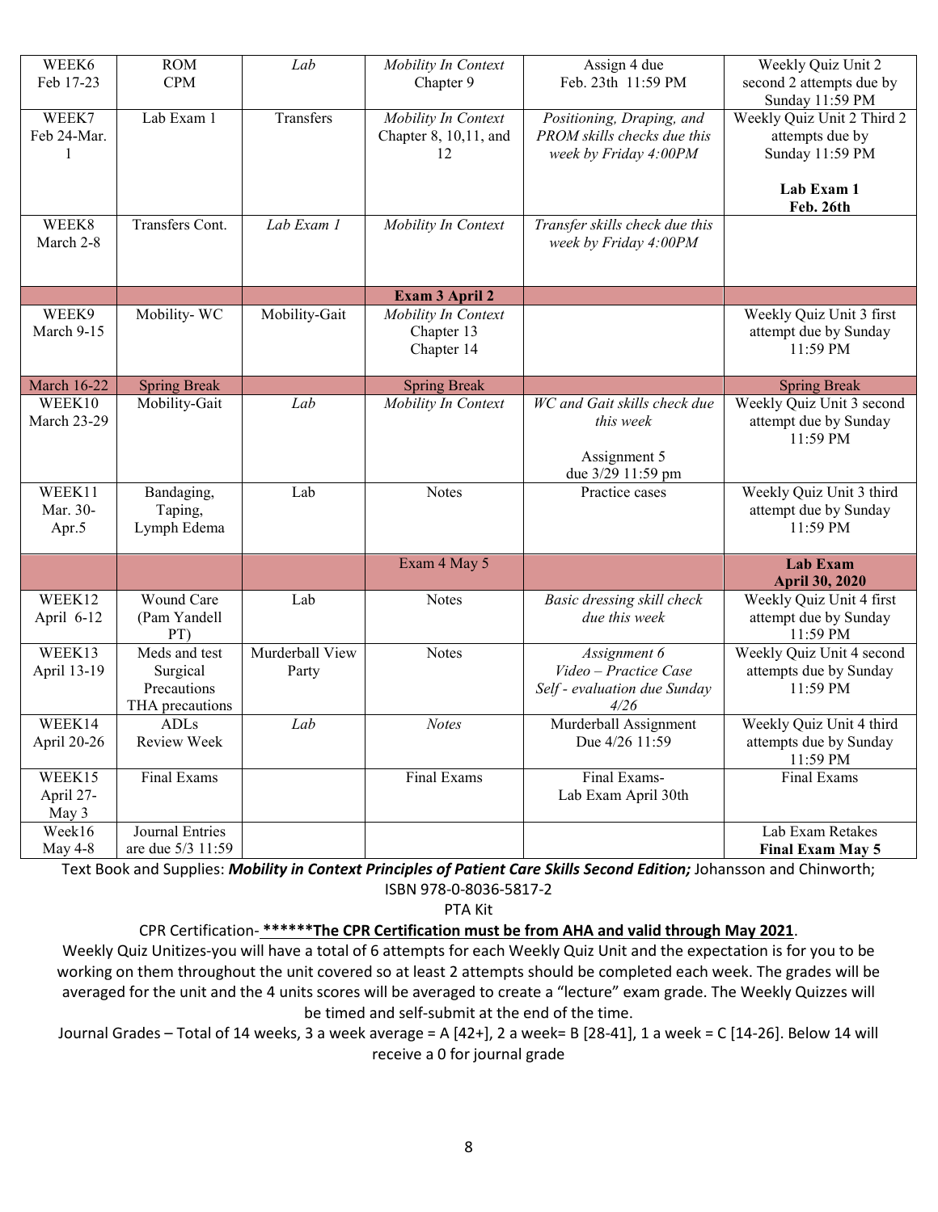| | | | | | |
|---|---|---|---|---|---|
| WEEK6 Feb 17-23 | ROM CPM | *Lab* | *Mobility In Context* Chapter 9 | Assign 4 due Feb. 23th 11:59 PM | Weekly Quiz Unit 2 second 2 attempts due by Sunday 11:59 PM |
| WEEK7 Feb 24-Mar. 1 | Lab Exam 1 | Transfers | *Mobility In Context* Chapter 8, 10,11, and 12 | *Positioning, Draping, and PROM skills checks due this week by Friday 4:00PM* | Weekly Quiz Unit 2 Third 2 attempts due by Sunday 11:59 PM<br><br>**Lab Exam 1 Feb. 26th** |
| WEEK8 March 2-8 | Transfers Cont. | *Lab Exam 1* | *Mobility In Context* | *Transfer skills check due this week by Friday 4:00PM* | |
| | | | **Exam 3 April 2** | | |
| WEEK9 March 9-15 | Mobility- WC | Mobility-Gait | *Mobility In Context* Chapter 13 Chapter 14 | | Weekly Quiz Unit 3 first attempt due by Sunday 11:59 PM |
| March 16-22 | Spring Break | | Spring Break | | Spring Break |
| WEEK10 March 23-29 | Mobility-Gait | *Lab* | *Mobility In Context* | *WC and Gait skills check due this week*<br><br>Assignment 5 due 3/29 11:59 pm | Weekly Quiz Unit 3 second attempt due by Sunday 11:59 PM |
| WEEK11 Mar. 30-Apr.5 | Bandaging, Taping, Lymph Edema | Lab | Notes | Practice cases | Weekly Quiz Unit 3 third attempt due by Sunday 11:59 PM |
| | | | Exam 4 May 5 | | **Lab Exam April 30, 2020** |
| WEEK12 April 6-12 | Wound Care (Pam Yandell PT) | Lab | Notes | *Basic dressing skill check due this week* | Weekly Quiz Unit 4 first attempt due by Sunday 11:59 PM |
| WEEK13 April 13-19 | Meds and test Surgical Precautions THA precautions | Murderball View Party | Notes | *Assignment 6 Video – Practice Case Self - evaluation due Sunday 4/26* | Weekly Quiz Unit 4 second attempts due by Sunday 11:59 PM |
| WEEK14 April 20-26 | ADLs Review Week | *Lab* | *Notes* | Murderball Assignment Due 4/26 11:59 | Weekly Quiz Unit 4 third attempts due by Sunday 11:59 PM |
| WEEK15 April 27-May 3 | Final Exams | | Final Exams | Final Exams- Lab Exam April 30th | Final Exams |
| Week16 May 4-8 | Journal Entries are due 5/3 11:59 | | | | Lab Exam Retakes **Final Exam May 5** |

Text Book and Supplies: ***Mobility in Context Principles of Patient Care Skills Second Edition;*** Johansson and Chinworth; ISBN 978-0-8036-5817-2

PTA Kit

CPR Certification- ****__*****The CPR Certification must be from AHA and valid through May 2021__**.

Weekly Quiz Unitizes-you will have a total of 6 attempts for each Weekly Quiz Unit and the expectation is for you to be working on them throughout the unit covered so at least 2 attempts should be completed each week. The grades will be averaged for the unit and the 4 units scores will be averaged to create a "lecture" exam grade. The Weekly Quizzes will be timed and self-submit at the end of the time.

Journal Grades – Total of 14 weeks, 3 a week average = A [42+], 2 a week= B [28-41], 1 a week = C [14-26]. Below 14 will receive a 0 for journal grade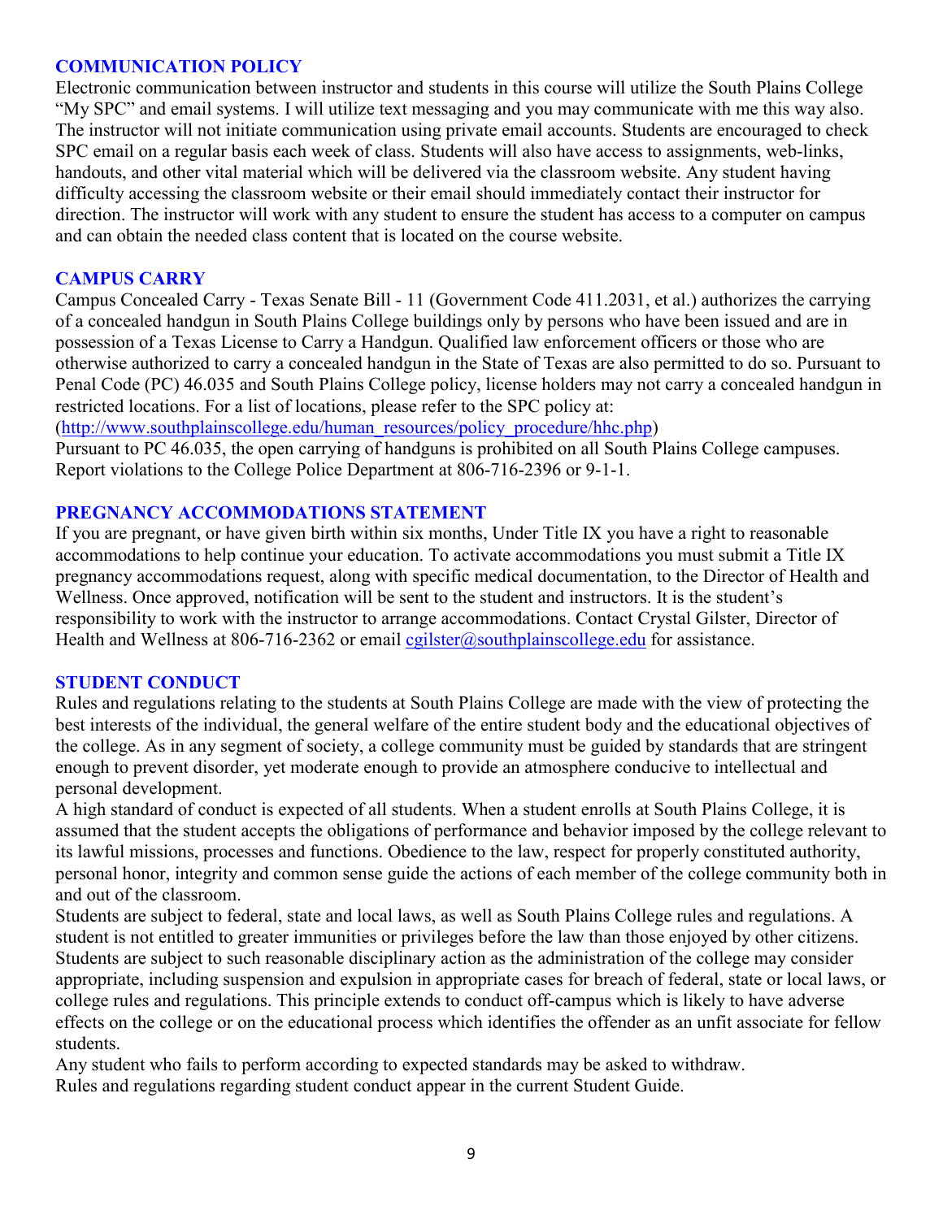## COMMUNICATION POLICY

Electronic communication between instructor and students in this course will utilize the South Plains College "My SPC" and email systems. I will utilize text messaging and you may communicate with me this way also. The instructor will not initiate communication using private email accounts. Students are encouraged to check SPC email on a regular basis each week of class. Students will also have access to assignments, web-links, handouts, and other vital material which will be delivered via the classroom website. Any student having difficulty accessing the classroom website or their email should immediately contact their instructor for direction. The instructor will work with any student to ensure the student has access to a computer on campus and can obtain the needed class content that is located on the course website.

## CAMPUS CARRY

Campus Concealed Carry - Texas Senate Bill - 11 (Government Code 411.2031, et al.) authorizes the carrying of a concealed handgun in South Plains College buildings only by persons who have been issued and are in possession of a Texas License to Carry a Handgun. Qualified law enforcement officers or those who are otherwise authorized to carry a concealed handgun in the State of Texas are also permitted to do so. Pursuant to Penal Code (PC) 46.035 and South Plains College policy, license holders may not carry a concealed handgun in restricted locations. For a list of locations, please refer to the SPC policy at: (http://www.southplainscollege.edu/human_resources/policy_procedure/hhc.php)
Pursuant to PC 46.035, the open carrying of handguns is prohibited on all South Plains College campuses. Report violations to the College Police Department at 806-716-2396 or 9-1-1.

## PREGNANCY ACCOMMODATIONS STATEMENT

If you are pregnant, or have given birth within six months, Under Title IX you have a right to reasonable accommodations to help continue your education. To activate accommodations you must submit a Title IX pregnancy accommodations request, along with specific medical documentation, to the Director of Health and Wellness. Once approved, notification will be sent to the student and instructors. It is the student's responsibility to work with the instructor to arrange accommodations. Contact Crystal Gilster, Director of Health and Wellness at 806-716-2362 or email cgilster@southplainscollege.edu for assistance.

## STUDENT CONDUCT

Rules and regulations relating to the students at South Plains College are made with the view of protecting the best interests of the individual, the general welfare of the entire student body and the educational objectives of the college. As in any segment of society, a college community must be guided by standards that are stringent enough to prevent disorder, yet moderate enough to provide an atmosphere conducive to intellectual and personal development.

A high standard of conduct is expected of all students. When a student enrolls at South Plains College, it is assumed that the student accepts the obligations of performance and behavior imposed by the college relevant to its lawful missions, processes and functions. Obedience to the law, respect for properly constituted authority, personal honor, integrity and common sense guide the actions of each member of the college community both in and out of the classroom.

Students are subject to federal, state and local laws, as well as South Plains College rules and regulations. A student is not entitled to greater immunities or privileges before the law than those enjoyed by other citizens. Students are subject to such reasonable disciplinary action as the administration of the college may consider appropriate, including suspension and expulsion in appropriate cases for breach of federal, state or local laws, or college rules and regulations. This principle extends to conduct off-campus which is likely to have adverse effects on the college or on the educational process which identifies the offender as an unfit associate for fellow students.

Any student who fails to perform according to expected standards may be asked to withdraw.

Rules and regulations regarding student conduct appear in the current Student Guide.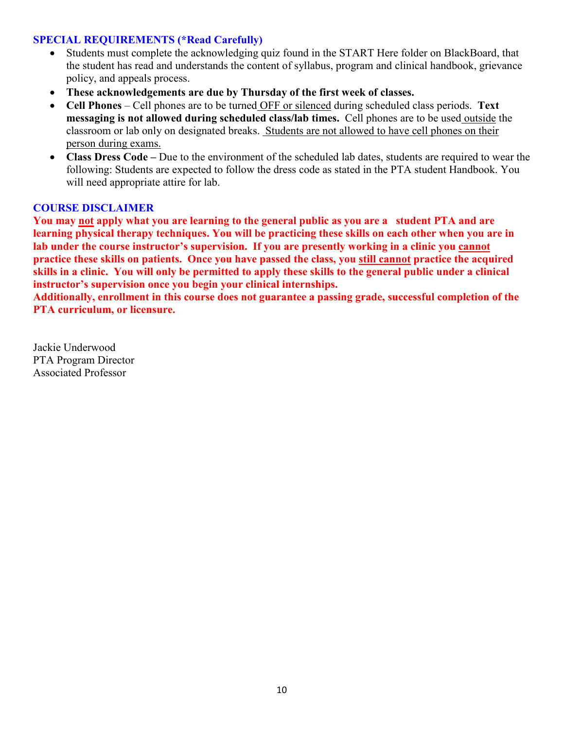## SPECIAL REQUIREMENTS (*Read Carefully)

- Students must complete the acknowledging quiz found in the START Here folder on BlackBoard, that the student has read and understands the content of syllabus, program and clinical handbook, grievance policy, and appeals process.
- **These acknowledgements are due by Thursday of the first week of classes.**
- **Cell Phones** – Cell phones are to be turned <u>OFF or silenced</u> during scheduled class periods. **Text messaging is not allowed during scheduled class/lab times.** Cell phones are to be used <u>outside</u> the classroom or lab only on designated breaks. <u>Students are not allowed to have cell phones on their person during exams.</u>
- **Class Dress Code –** Due to the environment of the scheduled lab dates, students are required to wear the following: Students are expected to follow the dress code as stated in the PTA student Handbook. You will need appropriate attire for lab.

## COURSE DISCLAIMER

**You may <u>not</u> apply what you are learning to the general public as you are a student PTA and are learning physical therapy techniques. You will be practicing these skills on each other when you are in lab under the course instructor's supervision. If you are presently working in a clinic you <u>cannot</u> practice these skills on patients. Once you have passed the class, you <u>still cannot</u> practice the acquired skills in a clinic. You will only be permitted to apply these skills to the general public under a clinical instructor's supervision once you begin your clinical internships.**
**Additionally, enrollment in this course does not guarantee a passing grade, successful completion of the PTA curriculum, or licensure.**

Jackie Underwood
PTA Program Director
Associated Professor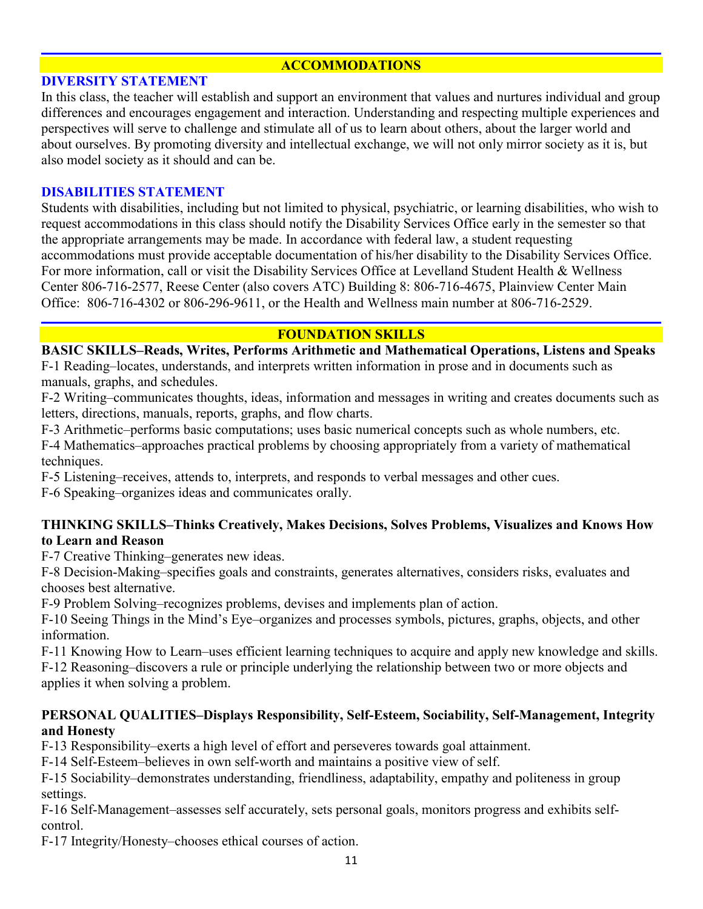## ACCOMMODATIONS

### DIVERSITY STATEMENT

In this class, the teacher will establish and support an environment that values and nurtures individual and group differences and encourages engagement and interaction. Understanding and respecting multiple experiences and perspectives will serve to challenge and stimulate all of us to learn about others, about the larger world and about ourselves. By promoting diversity and intellectual exchange, we will not only mirror society as it is, but also model society as it should and can be.

### DISABILITIES STATEMENT

Students with disabilities, including but not limited to physical, psychiatric, or learning disabilities, who wish to request accommodations in this class should notify the Disability Services Office early in the semester so that the appropriate arrangements may be made. In accordance with federal law, a student requesting accommodations must provide acceptable documentation of his/her disability to the Disability Services Office. For more information, call or visit the Disability Services Office at Levelland Student Health & Wellness Center 806-716-2577, Reese Center (also covers ATC) Building 8: 806-716-4675, Plainview Center Main Office: 806-716-4302 or 806-296-9611, or the Health and Wellness main number at 806-716-2529.

## FOUNDATION SKILLS

**BASIC SKILLS–Reads, Writes, Performs Arithmetic and Mathematical Operations, Listens and Speaks**

F-1 Reading–locates, understands, and interprets written information in prose and in documents such as manuals, graphs, and schedules.

F-2 Writing–communicates thoughts, ideas, information and messages in writing and creates documents such as letters, directions, manuals, reports, graphs, and flow charts.

F-3 Arithmetic–performs basic computations; uses basic numerical concepts such as whole numbers, etc.

F-4 Mathematics–approaches practical problems by choosing appropriately from a variety of mathematical techniques.

F-5 Listening–receives, attends to, interprets, and responds to verbal messages and other cues.

F-6 Speaking–organizes ideas and communicates orally.

**THINKING SKILLS–Thinks Creatively, Makes Decisions, Solves Problems, Visualizes and Knows How to Learn and Reason**

F-7 Creative Thinking–generates new ideas.

F-8 Decision-Making–specifies goals and constraints, generates alternatives, considers risks, evaluates and chooses best alternative.

F-9 Problem Solving–recognizes problems, devises and implements plan of action.

F-10 Seeing Things in the Mind's Eye–organizes and processes symbols, pictures, graphs, objects, and other information.

F-11 Knowing How to Learn–uses efficient learning techniques to acquire and apply new knowledge and skills.

F-12 Reasoning–discovers a rule or principle underlying the relationship between two or more objects and applies it when solving a problem.

**PERSONAL QUALITIES–Displays Responsibility, Self-Esteem, Sociability, Self-Management, Integrity and Honesty**

F-13 Responsibility–exerts a high level of effort and perseveres towards goal attainment.

F-14 Self-Esteem–believes in own self-worth and maintains a positive view of self.

F-15 Sociability–demonstrates understanding, friendliness, adaptability, empathy and politeness in group settings.

F-16 Self-Management–assesses self accurately, sets personal goals, monitors progress and exhibits self-control.

F-17 Integrity/Honesty–chooses ethical courses of action.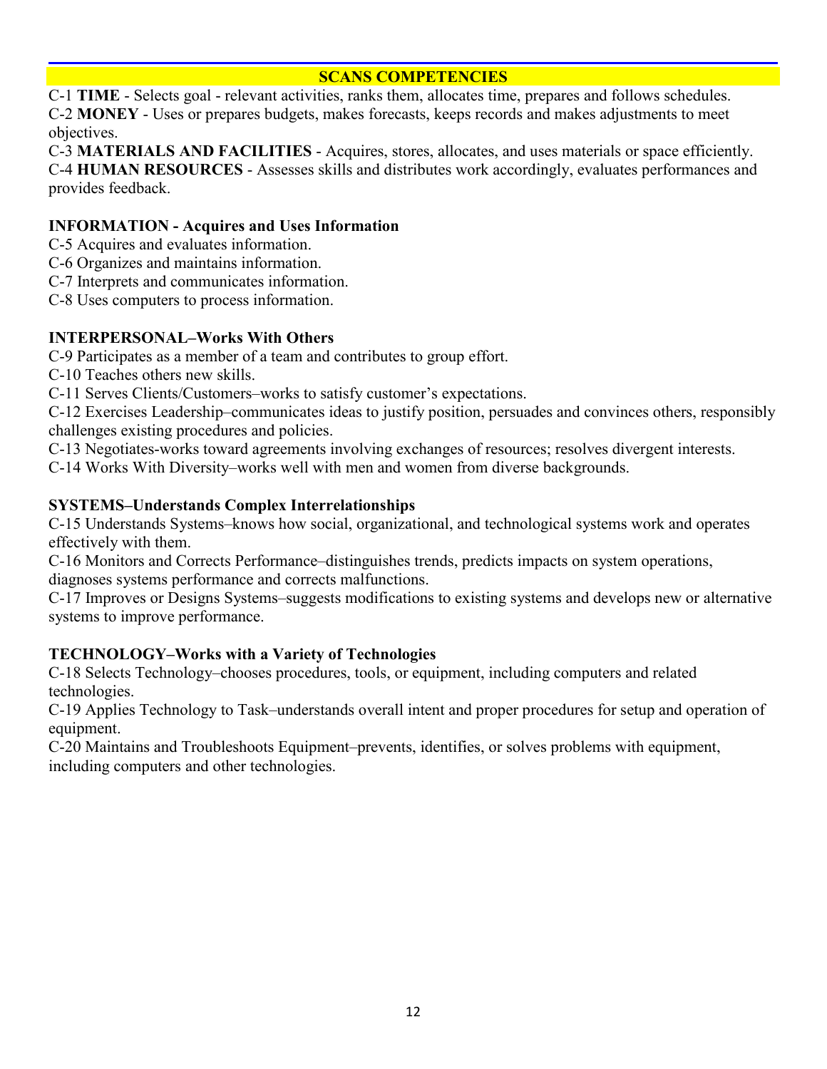## SCANS COMPETENCIES

C-1 **TIME** - Selects goal - relevant activities, ranks them, allocates time, prepares and follows schedules.
C-2 **MONEY** - Uses or prepares budgets, makes forecasts, keeps records and makes adjustments to meet objectives.
C-3 **MATERIALS AND FACILITIES** - Acquires, stores, allocates, and uses materials or space efficiently.
C-4 **HUMAN RESOURCES** - Assesses skills and distributes work accordingly, evaluates performances and provides feedback.

**INFORMATION - Acquires and Uses Information**

C-5 Acquires and evaluates information.
C-6 Organizes and maintains information.
C-7 Interprets and communicates information.
C-8 Uses computers to process information.

**INTERPERSONAL–Works With Others**

C-9 Participates as a member of a team and contributes to group effort.
C-10 Teaches others new skills.
C-11 Serves Clients/Customers–works to satisfy customer's expectations.
C-12 Exercises Leadership–communicates ideas to justify position, persuades and convinces others, responsibly challenges existing procedures and policies.
C-13 Negotiates-works toward agreements involving exchanges of resources; resolves divergent interests.
C-14 Works With Diversity–works well with men and women from diverse backgrounds.

**SYSTEMS–Understands Complex Interrelationships**

C-15 Understands Systems–knows how social, organizational, and technological systems work and operates effectively with them.
C-16 Monitors and Corrects Performance–distinguishes trends, predicts impacts on system operations, diagnoses systems performance and corrects malfunctions.
C-17 Improves or Designs Systems–suggests modifications to existing systems and develops new or alternative systems to improve performance.

**TECHNOLOGY–Works with a Variety of Technologies**

C-18 Selects Technology–chooses procedures, tools, or equipment, including computers and related technologies.
C-19 Applies Technology to Task–understands overall intent and proper procedures for setup and operation of equipment.
C-20 Maintains and Troubleshoots Equipment–prevents, identifies, or solves problems with equipment, including computers and other technologies.